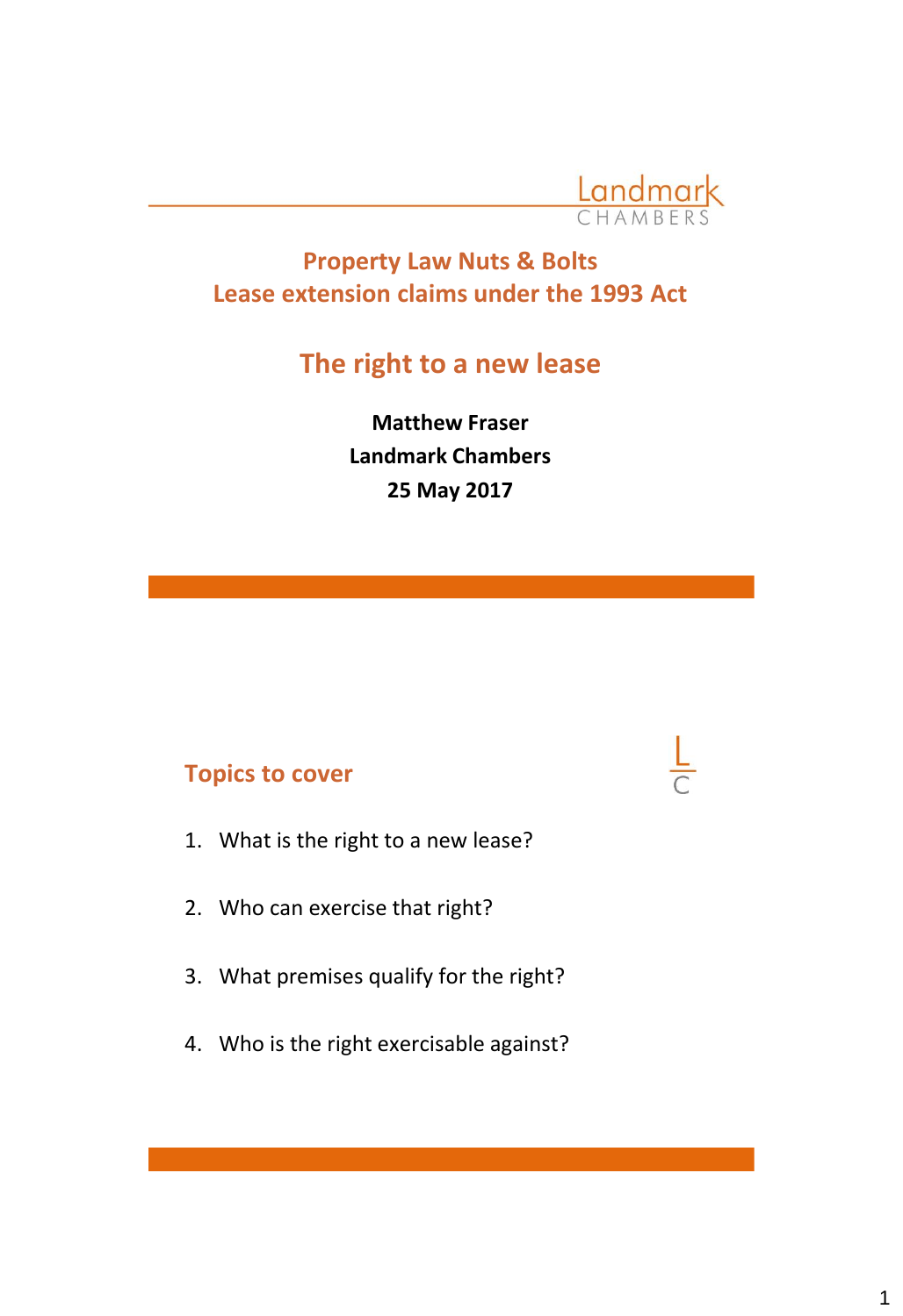Landmark CHAMBERS

# Property Law Nuts & Bolts
# Lease extension claims under the 1993 Act

## The right to a new lease

**Matthew Fraser**
**Landmark Chambers**
**25 May 2017**

## Topics to cover

1. What is the right to a new lease?
2. Who can exercise that right?
3. What premises qualify for the right?
4. Who is the right exercisable against?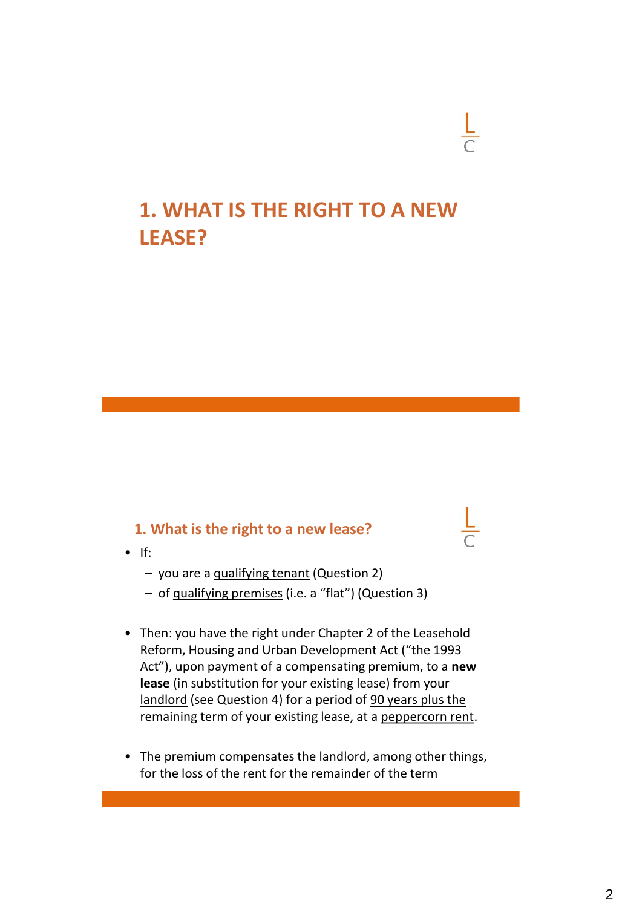# 1. WHAT IS THE RIGHT TO A NEW LEASE?

## 1. What is the right to a new lease?

- If:
  - you are a qualifying tenant (Question 2)
  - of qualifying premises (i.e. a "flat") (Question 3)

- Then: you have the right under Chapter 2 of the Leasehold Reform, Housing and Urban Development Act ("the 1993 Act"), upon payment of a compensating premium, to a **new lease** (in substitution for your existing lease) from your landlord (see Question 4) for a period of 90 years plus the remaining term of your existing lease, at a peppercorn rent.

- The premium compensates the landlord, among other things, for the loss of the rent for the remainder of the term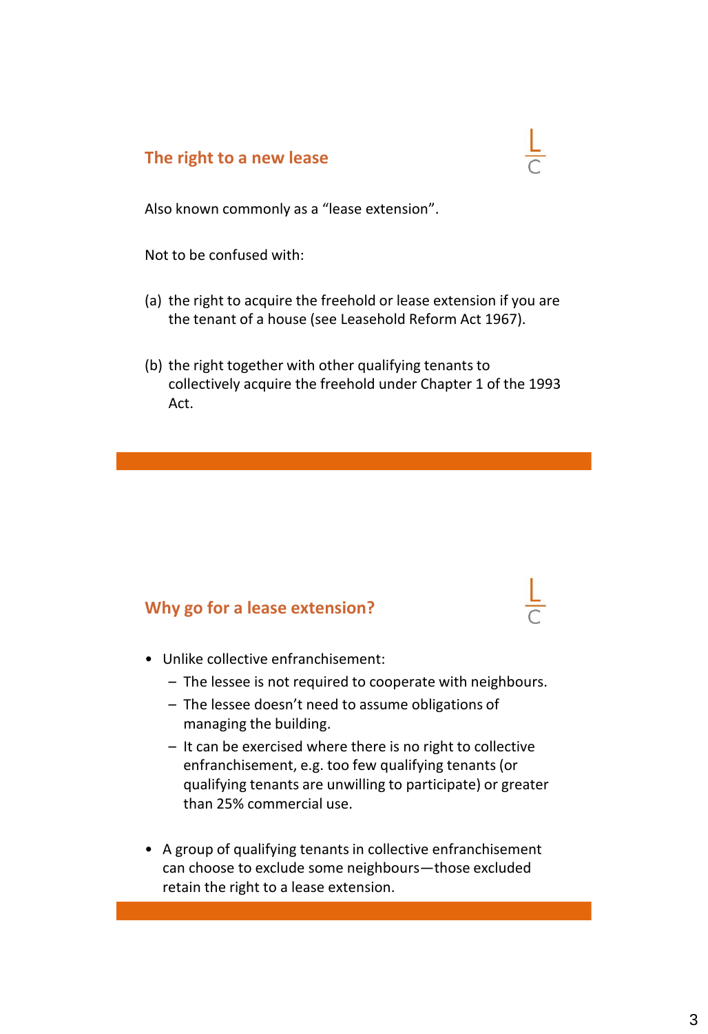## The right to a new lease

Also known commonly as a "lease extension".

Not to be confused with:

(a) the right to acquire the freehold or lease extension if you are the tenant of a house (see Leasehold Reform Act 1967).

(b) the right together with other qualifying tenants to collectively acquire the freehold under Chapter 1 of the 1993 Act.

## Why go for a lease extension?

- Unlike collective enfranchisement:
  - The lessee is not required to cooperate with neighbours.
  - The lessee doesn't need to assume obligations of managing the building.
  - It can be exercised where there is no right to collective enfranchisement, e.g. too few qualifying tenants (or qualifying tenants are unwilling to participate) or greater than 25% commercial use.
- A group of qualifying tenants in collective enfranchisement can choose to exclude some neighbours—those excluded retain the right to a lease extension.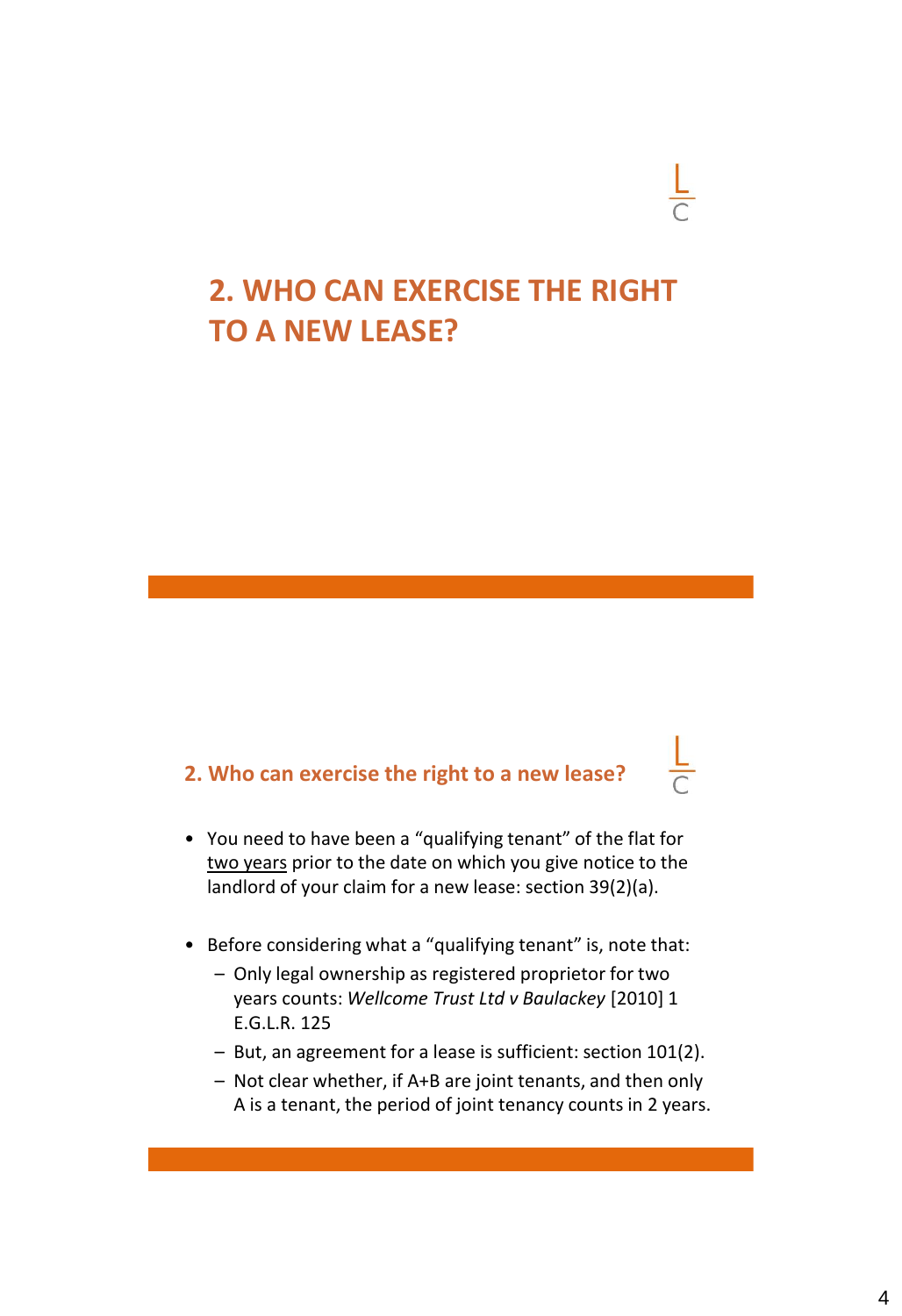# 2. WHO CAN EXERCISE THE RIGHT TO A NEW LEASE?

## 2. Who can exercise the right to a new lease?

- You need to have been a "qualifying tenant" of the flat for <u>two years</u> prior to the date on which you give notice to the landlord of your claim for a new lease: section 39(2)(a).
- Before considering what a "qualifying tenant" is, note that:
  - Only legal ownership as registered proprietor for two years counts: *Wellcome Trust Ltd v Baulackey* [2010] 1 E.G.L.R. 125
  - But, an agreement for a lease is sufficient: section 101(2).
  - Not clear whether, if A+B are joint tenants, and then only A is a tenant, the period of joint tenancy counts in 2 years.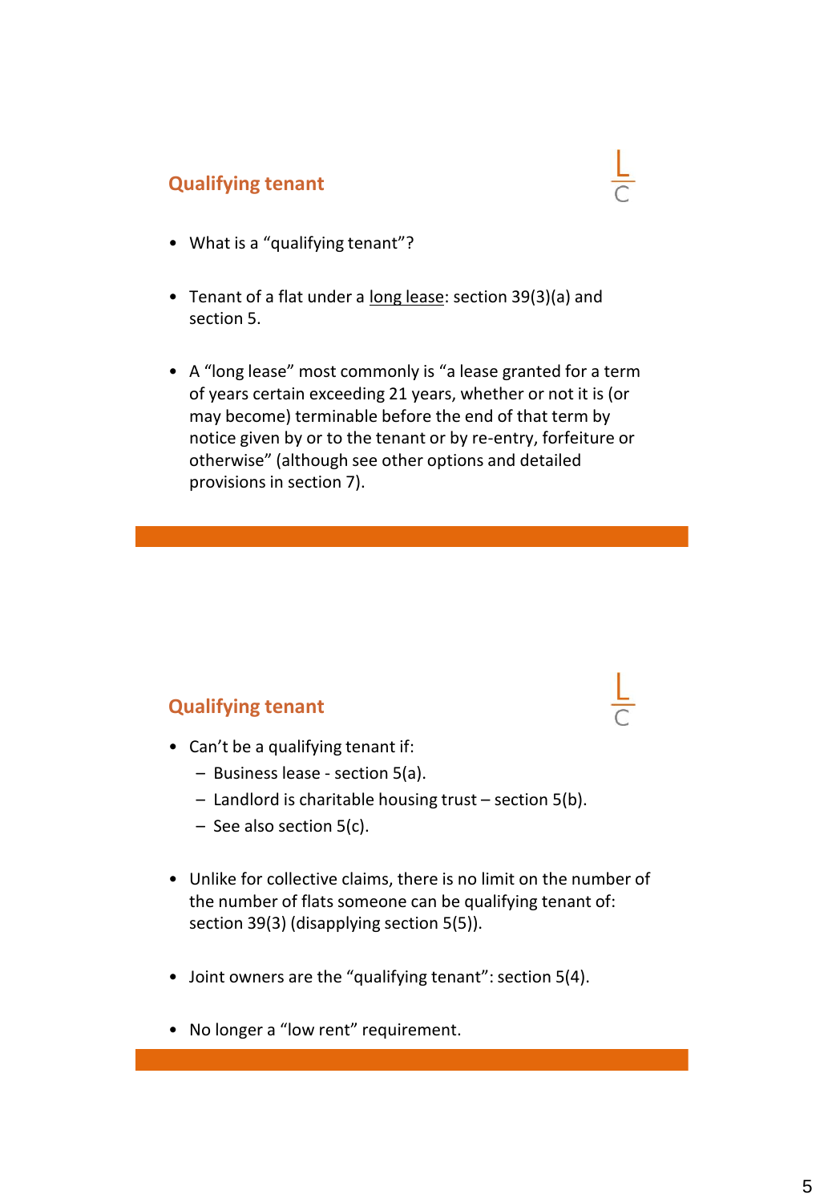## Qualifying tenant

- What is a "qualifying tenant"?
- Tenant of a flat under a long lease: section 39(3)(a) and section 5.
- A "long lease" most commonly is "a lease granted for a term of years certain exceeding 21 years, whether or not it is (or may become) terminable before the end of that term by notice given by or to the tenant or by re-entry, forfeiture or otherwise" (although see other options and detailed provisions in section 7).

## Qualifying tenant

- Can't be a qualifying tenant if:
  - Business lease - section 5(a).
  - Landlord is charitable housing trust – section 5(b).
  - See also section 5(c).
- Unlike for collective claims, there is no limit on the number of the number of flats someone can be qualifying tenant of: section 39(3) (disapplying section 5(5)).
- Joint owners are the "qualifying tenant": section 5(4).
- No longer a "low rent" requirement.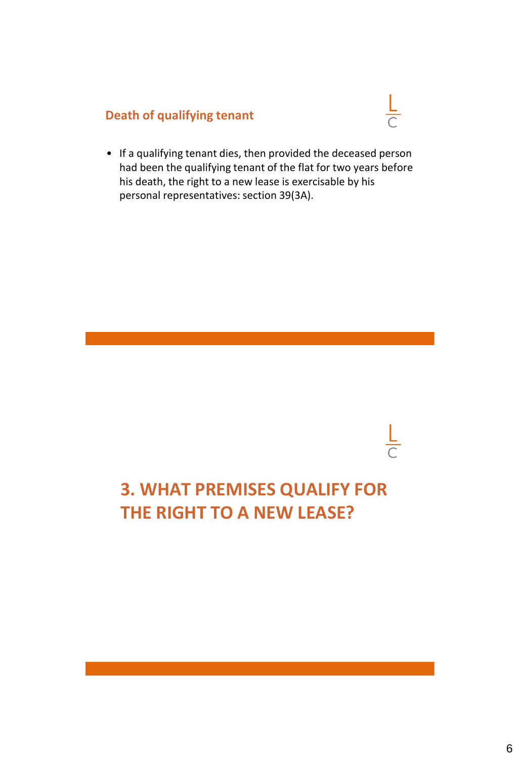## Death of qualifying tenant

- If a qualifying tenant dies, then provided the deceased person had been the qualifying tenant of the flat for two years before his death, the right to a new lease is exercisable by his personal representatives: section 39(3A).

# 3. WHAT PREMISES QUALIFY FOR THE RIGHT TO A NEW LEASE?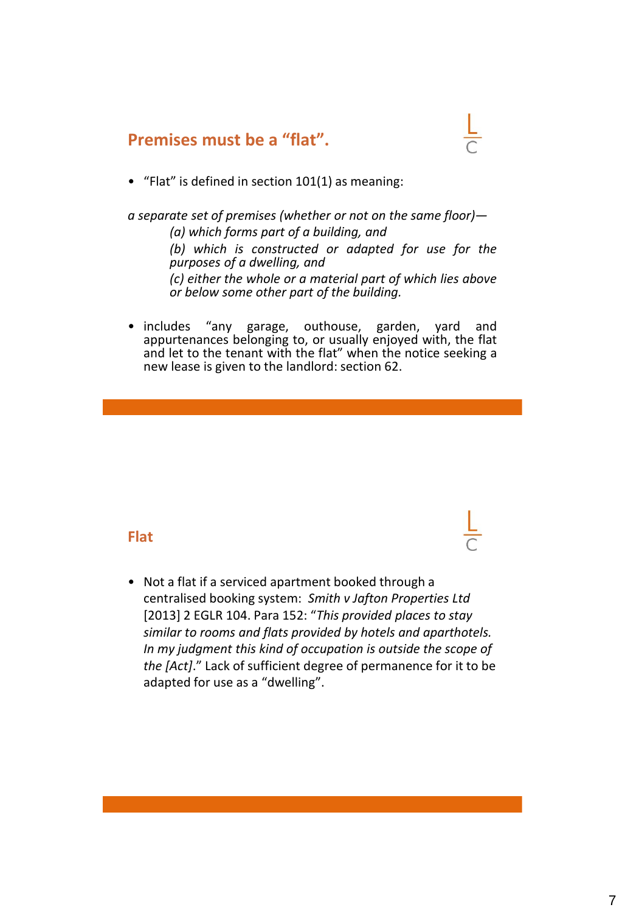## Premises must be a “flat”.

- “Flat” is defined in section 101(1) as meaning:

*a separate set of premises (whether or not on the same floor)—*

> *(a) which forms part of a building, and*
>
> *(b) which is constructed or adapted for use for the purposes of a dwelling, and*
>
> *(c) either the whole or a material part of which lies above or below some other part of the building.*

- includes “any garage, outhouse, garden, yard and appurtenances belonging to, or usually enjoyed with, the flat and let to the tenant with the flat” when the notice seeking a new lease is given to the landlord: section 62.

## Flat

- Not a flat if a serviced apartment booked through a centralised booking system: *Smith v Jafton Properties Ltd* [2013] 2 EGLR 104. Para 152: “*This provided places to stay similar to rooms and flats provided by hotels and aparthotels. In my judgment this kind of occupation is outside the scope of the [Act]*.” Lack of sufficient degree of permanence for it to be adapted for use as a “dwelling”.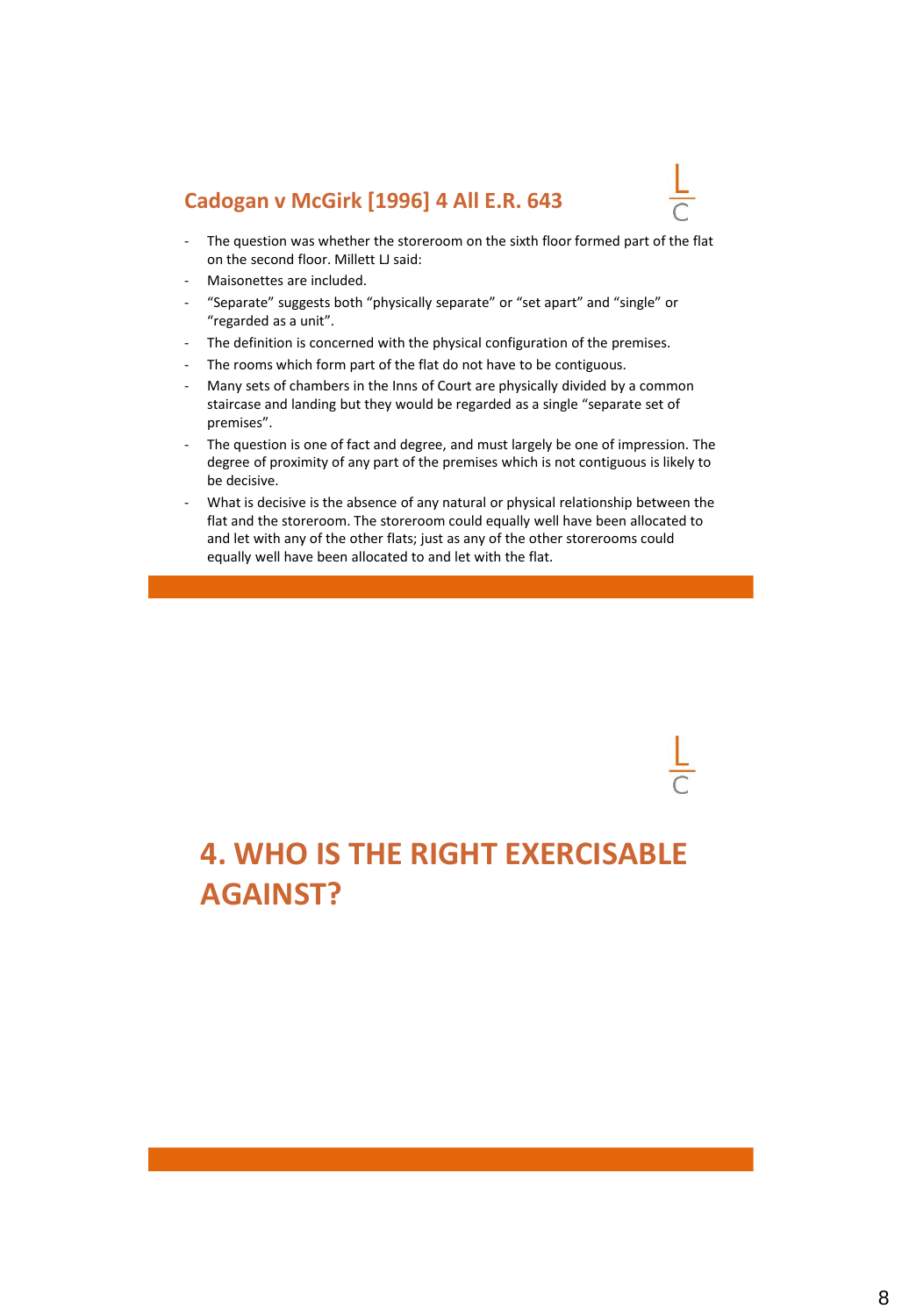## Cadogan v McGirk [1996] 4 All E.R. 643

- The question was whether the storeroom on the sixth floor formed part of the flat on the second floor. Millett LJ said:
- Maisonettes are included.
- “Separate” suggests both “physically separate” or “set apart” and “single” or “regarded as a unit”.
- The definition is concerned with the physical configuration of the premises.
- The rooms which form part of the flat do not have to be contiguous.
- Many sets of chambers in the Inns of Court are physically divided by a common staircase and landing but they would be regarded as a single “separate set of premises”.
- The question is one of fact and degree, and must largely be one of impression. The degree of proximity of any part of the premises which is not contiguous is likely to be decisive.
- What is decisive is the absence of any natural or physical relationship between the flat and the storeroom. The storeroom could equally well have been allocated to and let with any of the other flats; just as any of the other storerooms could equally well have been allocated to and let with the flat.

# 4. WHO IS THE RIGHT EXERCISABLE AGAINST?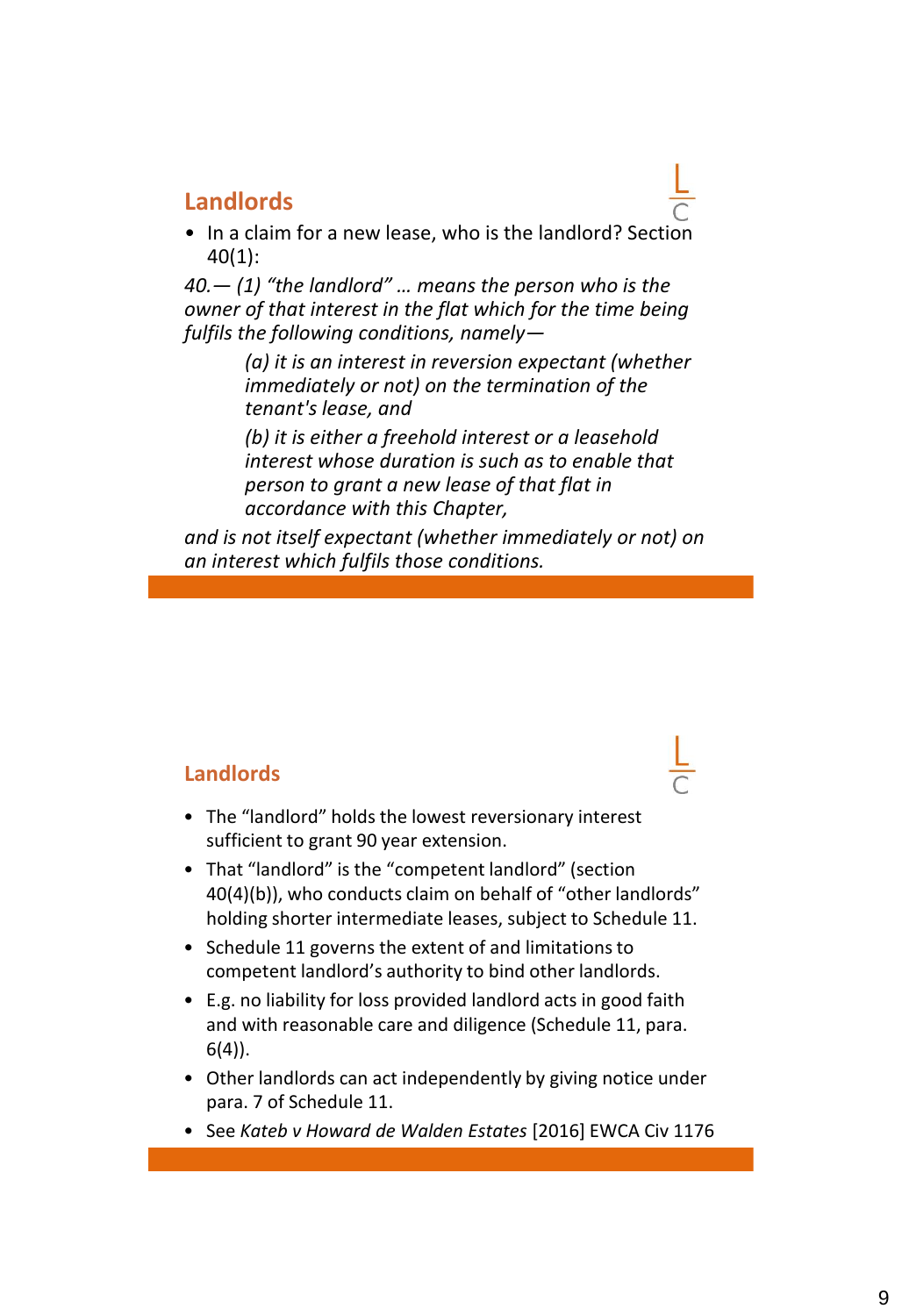## Landlords

- In a claim for a new lease, who is the landlord? Section 40(1):

*40.— (1) "the landlord" … means the person who is the owner of that interest in the flat which for the time being fulfils the following conditions, namely—*

> *(a) it is an interest in reversion expectant (whether immediately or not) on the termination of the tenant's lease, and*
>
> *(b) it is either a freehold interest or a leasehold interest whose duration is such as to enable that person to grant a new lease of that flat in accordance with this Chapter,*

*and is not itself expectant (whether immediately or not) on an interest which fulfils those conditions.*

## Landlords

- The "landlord" holds the lowest reversionary interest sufficient to grant 90 year extension.
- That "landlord" is the "competent landlord" (section 40(4)(b)), who conducts claim on behalf of "other landlords" holding shorter intermediate leases, subject to Schedule 11.
- Schedule 11 governs the extent of and limitations to competent landlord's authority to bind other landlords.
- E.g. no liability for loss provided landlord acts in good faith and with reasonable care and diligence (Schedule 11, para. 6(4)).
- Other landlords can act independently by giving notice under para. 7 of Schedule 11.
- See *Kateb v Howard de Walden Estates* [2016] EWCA Civ 1176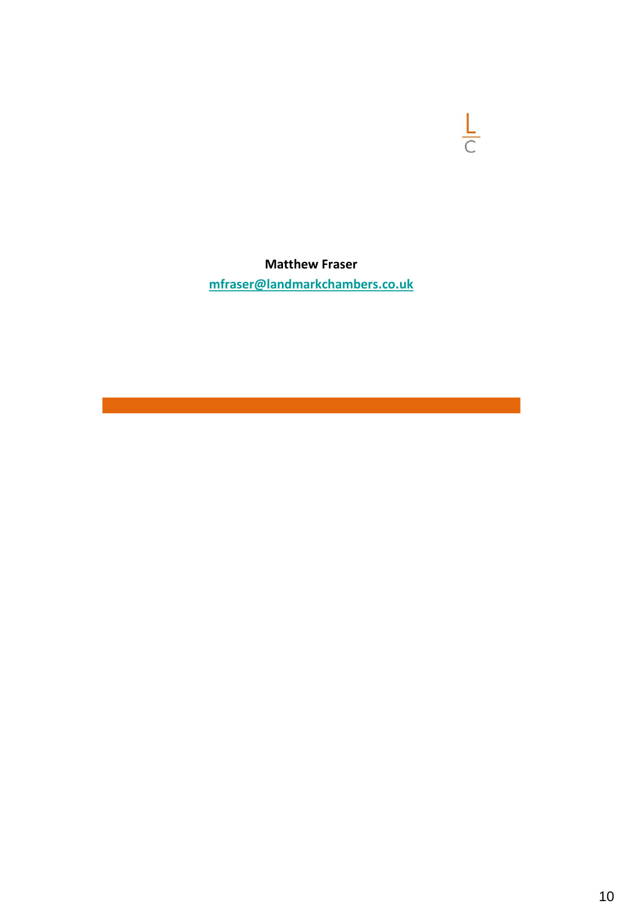**Matthew Fraser**

mfraser@landmarkchambers.co.uk